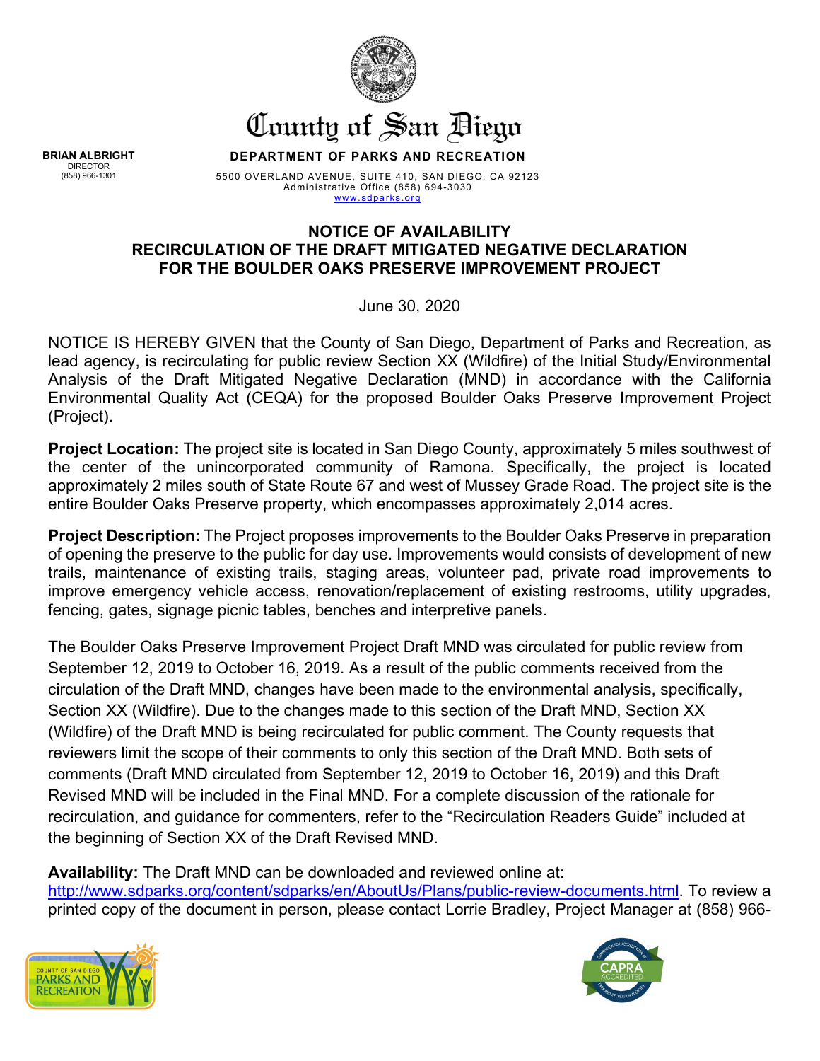# County of San Diego

**BRIAN ALBRIGHT**
DIRECTOR
(858) 966-1301

**DEPARTMENT OF PARKS AND RECREATION**

5500 OVERLAND AVENUE, SUITE 410, SAN DIEGO, CA 92123
Administrative Office (858) 694-3030
www.sdparks.org

## NOTICE OF AVAILABILITY
## RECIRCULATION OF THE DRAFT MITIGATED NEGATIVE DECLARATION FOR THE BOULDER OAKS PRESERVE IMPROVEMENT PROJECT

June 30, 2020

NOTICE IS HEREBY GIVEN that the County of San Diego, Department of Parks and Recreation, as lead agency, is recirculating for public review Section XX (Wildfire) of the Initial Study/Environmental Analysis of the Draft Mitigated Negative Declaration (MND) in accordance with the California Environmental Quality Act (CEQA) for the proposed Boulder Oaks Preserve Improvement Project (Project).

**Project Location:** The project site is located in San Diego County, approximately 5 miles southwest of the center of the unincorporated community of Ramona. Specifically, the project is located approximately 2 miles south of State Route 67 and west of Mussey Grade Road. The project site is the entire Boulder Oaks Preserve property, which encompasses approximately 2,014 acres.

**Project Description:** The Project proposes improvements to the Boulder Oaks Preserve in preparation of opening the preserve to the public for day use. Improvements would consists of development of new trails, maintenance of existing trails, staging areas, volunteer pad, private road improvements to improve emergency vehicle access, renovation/replacement of existing restrooms, utility upgrades, fencing, gates, signage picnic tables, benches and interpretive panels.

The Boulder Oaks Preserve Improvement Project Draft MND was circulated for public review from September 12, 2019 to October 16, 2019. As a result of the public comments received from the circulation of the Draft MND, changes have been made to the environmental analysis, specifically, Section XX (Wildfire). Due to the changes made to this section of the Draft MND, Section XX (Wildfire) of the Draft MND is being recirculated for public comment. The County requests that reviewers limit the scope of their comments to only this section of the Draft MND. Both sets of comments (Draft MND circulated from September 12, 2019 to October 16, 2019) and this Draft Revised MND will be included in the Final MND. For a complete discussion of the rationale for recirculation, and guidance for commenters, refer to the "Recirculation Readers Guide" included at the beginning of Section XX of the Draft Revised MND.

**Availability:** The Draft MND can be downloaded and reviewed online at: http://www.sdparks.org/content/sdparks/en/AboutUs/Plans/public-review-documents.html. To review a printed copy of the document in person, please contact Lorrie Bradley, Project Manager at (858) 966-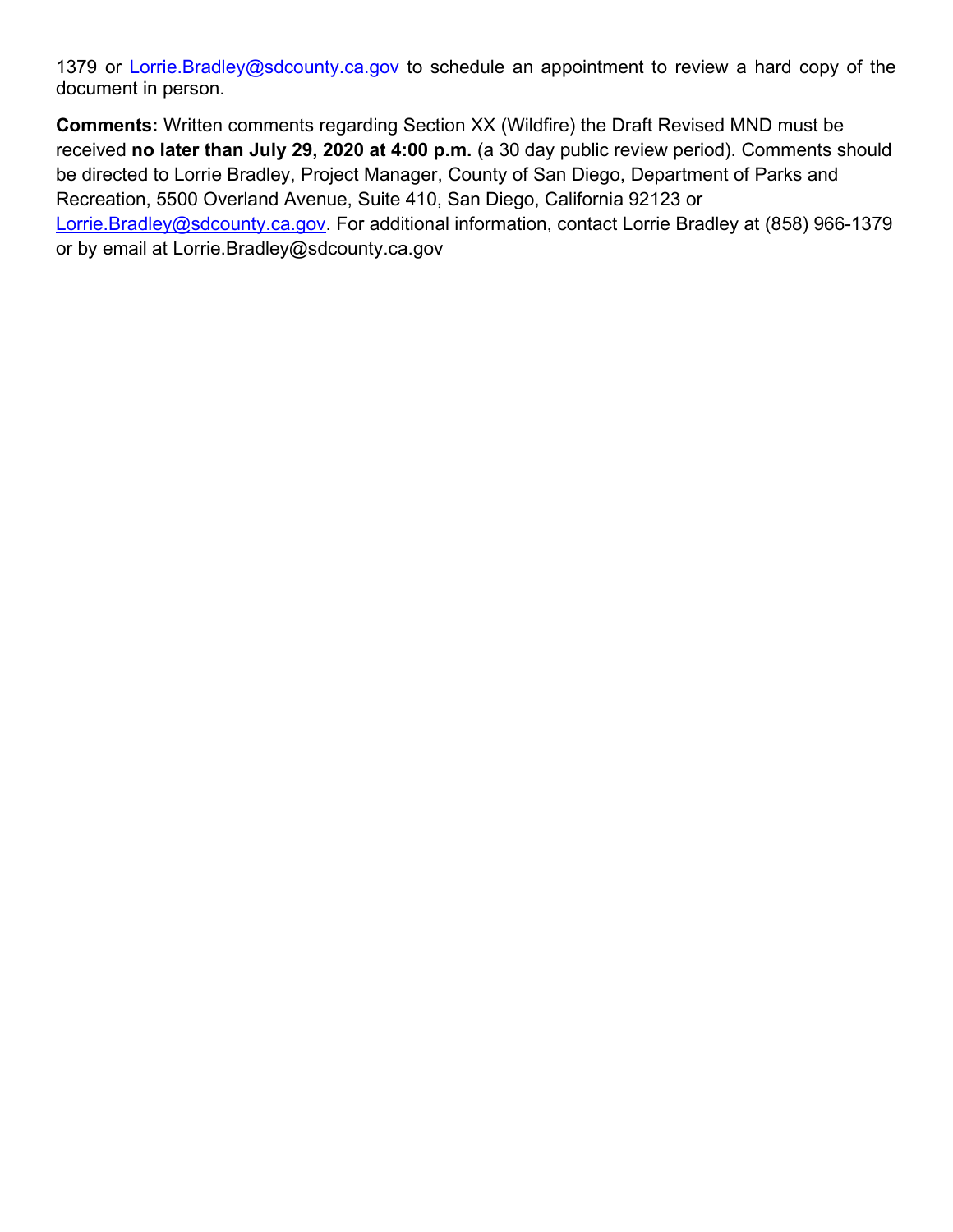1379 or Lorrie.Bradley@sdcounty.ca.gov to schedule an appointment to review a hard copy of the document in person.

**Comments:** Written comments regarding Section XX (Wildfire) the Draft Revised MND must be received **no later than July 29, 2020 at 4:00 p.m.** (a 30 day public review period). Comments should be directed to Lorrie Bradley, Project Manager, County of San Diego, Department of Parks and Recreation, 5500 Overland Avenue, Suite 410, San Diego, California 92123 or Lorrie.Bradley@sdcounty.ca.gov. For additional information, contact Lorrie Bradley at (858) 966-1379 or by email at Lorrie.Bradley@sdcounty.ca.gov